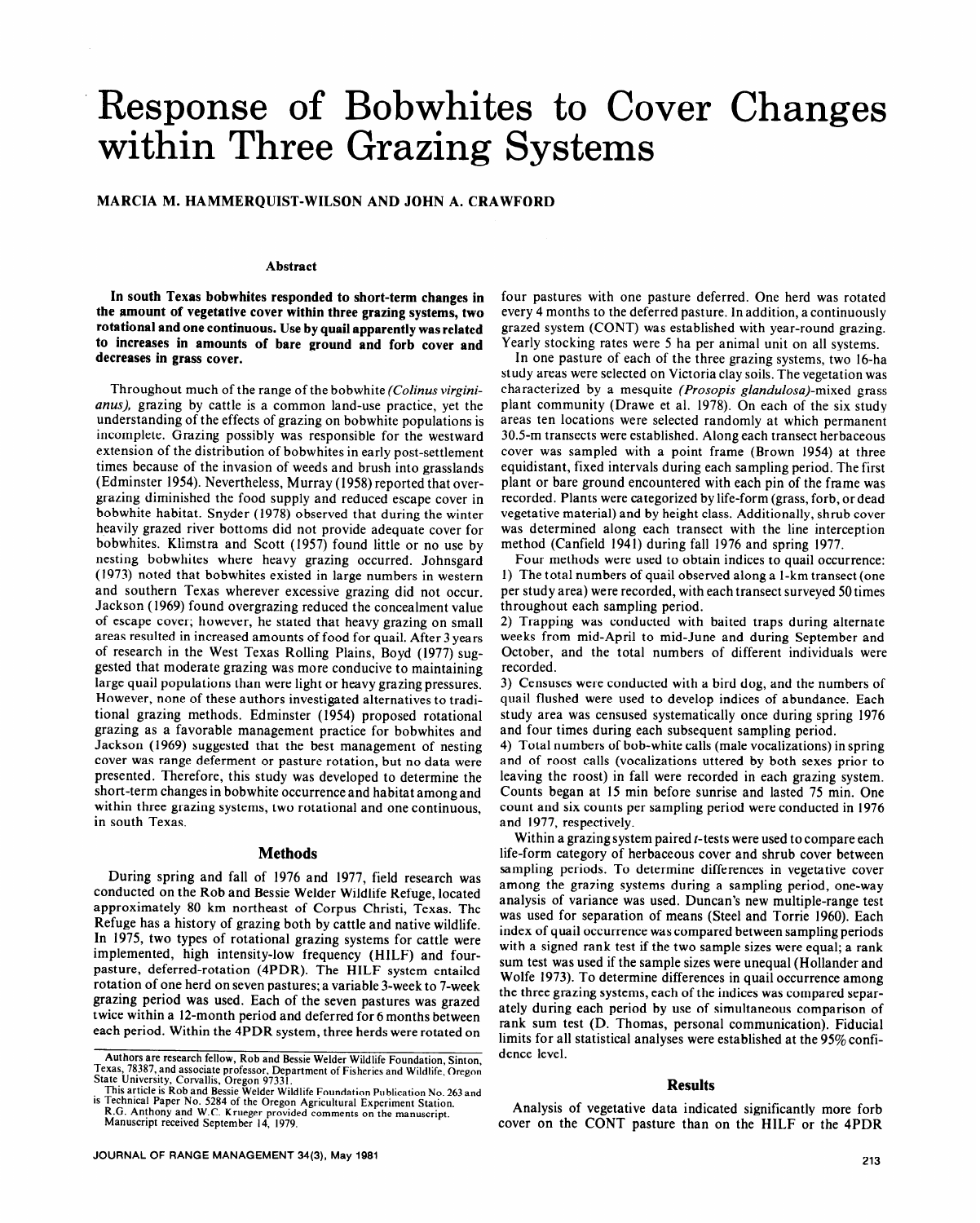# Response of Bobwhites to Cover Changes within Three Grazing Systems

MARCIA M. HAMMERQUIST-WILSON AND JOHN A. CRAWFORD

### Abstract

**In south Texas bobwhites responded to short-term changes in the amount of vegetative cover within three grazing systems, two rotational and one continuous. Use by quail apparently was related to increases in amounts of bare ground and forb cover and decreases in grass cover.**

Throughout much of the range of the bobwhite *(Colinus virginianus),* grazing by cattle is a common land-use practice, yet the understanding of the effects of grazing on bobwhite populations is incomplete. Grazing possibly was responsible for the westward extension of the distribution of bobwhites in early post-settlement times because of the invasion of weeds and brush into grasslands (Edminster 1954). Nevertheless, Murray (1958) reported that overgrazing diminished the food supply and reduced escape cover in bobwhite habitat. Snyder (1978) observed that during the winter heavily grazed river bottoms did not provide adequate cover for bobwhites. Klimstra and Scott (1957) found little or no use by nesting bobwhites where heavy grazing occurred. Johnsgard (1973) noted that bobwhites existed in large numbers in western and southern Texas wherever excessive grazing did not occur. Jackson (1969) found overgrazing reduced the concealment value of escape cover; however, he stated that heavy grazing on small areas resulted in increased amounts of food for quail. After 3 years of research in the West Texas Rolling Plains, Boyd (1977) suggested that moderate grazing was more conducive to maintaining large quail populations than were light or heavy grazing pressures. However, none of these authors investigated alternatives to traditional grazing methods. Edminster (1954) proposed rotational grazing as a favorable management practice for bobwhites and Jackson (1969) suggested that the best management of nesting cover was range deferment or pasture rotation, but no data were presented. Therefore, this study was developed to determine the short-term changes in bobwhite occurrence and habitat among and within three grazing systems, two rotational and one continuous, in south Texas.

## Methods

During spring and fall of 1976 and 1977, field research was conducted on the Rob and Bessie Welder Wildlife Refuge, located approximately 80 km northeast of Corpus Christi, Texas. The Refuge has a history of grazing both by cattle and native wildlife. In 1975, two types of rotational grazing systems for cattle were implemented, high intensity-low frequency (HILF) and four-pasture, deferred-rotation (4PDR). The HILF system entailed rotation of one herd on seven pastures; a variable 3-week to 7-week grazing period was used. Each of the seven pastures was grazed twice within a 12-month period and deferred for 6 months between each period. Within the 4PDR system, three herds were rotated on four pastures with one pasture deferred. One herd was rotated every 4 months to the deferred pasture. In addition, a continuously grazed system (CONT) was established with year-round grazing. Yearly stocking rates were 5 ha per animal unit on all systems.

In one pasture of each of the three grazing systems, two 16-ha study areas were selected on Victoria clay soils. The vegetation was characterized by a mesquite *(Prosopis glandulosa)*-mixed grass plant community (Drawe et al. 1978). On each of the six study areas ten locations were selected randomly at which permanent 30.5-m transects were established. Along each transect herbaceous cover was sampled with a point frame (Brown 1954) at three equidistant, fixed intervals during each sampling period. The first plant or bare ground encountered with each pin of the frame was recorded. Plants were categorized by life-form (grass, forb, or dead vegetative material) and by height class. Additionally, shrub cover was determined along each transect with the line interception method (Canfield 1941) during fall 1976 and spring 1977.

Four methods were used to obtain indices to quail occurrence:
1) The total numbers of quail observed along a 1-km transect (one per study area) were recorded, with each transect surveyed 50 times throughout each sampling period.
2) Trapping was conducted with baited traps during alternate weeks from mid-April to mid-June and during September and October, and the total numbers of different individuals were recorded.
3) Censuses were conducted with a bird dog, and the numbers of quail flushed were used to develop indices of abundance. Each study area was censused systematically once during spring 1976 and four times during each subsequent sampling period.
4) Total numbers of bob-white calls (male vocalizations) in spring and of roost calls (vocalizations uttered by both sexes prior to leaving the roost) in fall were recorded in each grazing system. Counts began at 15 min before sunrise and lasted 75 min. One count and six counts per sampling period were conducted in 1976 and 1977, respectively.

Within a grazing system paired *t*-tests were used to compare each life-form category of herbaceous cover and shrub cover between sampling periods. To determine differences in vegetative cover among the grazing systems during a sampling period, one-way analysis of variance was used. Duncan's new multiple-range test was used for separation of means (Steel and Torrie 1960). Each index of quail occurrence was compared between sampling periods with a signed rank test if the two sample sizes were equal; a rank sum test was used if the sample sizes were unequal (Hollander and Wolfe 1973). To determine differences in quail occurrence among the three grazing systems, each of the indices was compared separately during each period by use of simultaneous comparison of rank sum test (D. Thomas, personal communication). Fiducial limits for all statistical analyses were established at the 95% confidence level.

## Results

Analysis of vegetative data indicated significantly more forb cover on the CONT pasture than on the HILF or the 4PDR

---

Authors are research fellow, Rob and Bessie Welder Wildlife Foundation, Sinton, Texas, 78387, and associate professor, Department of Fisheries and Wildlife, Oregon State University, Corvallis, Oregon 97331.

This article is Rob and Bessie Welder Wildlife Foundation Publication No. 263 and is Technical Paper No. 5284 of the Oregon Agricultural Experiment Station.

R.G. Anthony and W.C. Krueger provided comments on the manuscript.

Manuscript received September 14, 1979.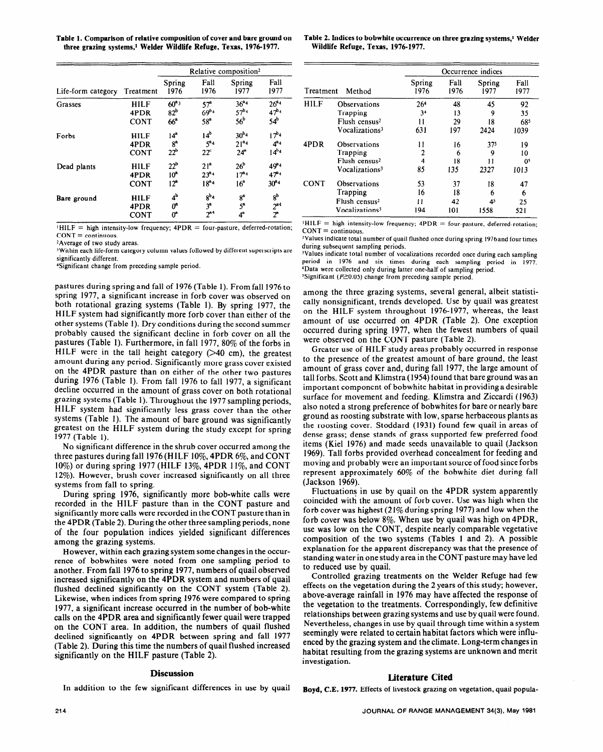**Table 1. Comparison of relative composition of cover and bare ground on three grazing systems,[1] Welder Wildlife Refuge, Texas, 1976-1977.**

| Life-form category | Treatment | Relative composition[2] | | | |
|---|---|---|---|---|---|
| | | Spring 1976 | Fall 1976 | Spring 1977 | Fall 1977 |
| Grasses | HILF | 60[a3] | 57[a] | 36[a4] | 26[a4] |
| | 4PDR | 82[b] | 69[b4] | 57[b4] | 47[b4] |
| | CONT | 66[a] | 58[a] | 56[b] | 54[b] |
| Forbs | HILF | 14[a] | 14[b] | 30[b4] | 17[b4] |
| | 4PDR | 8[a] | 5[a4] | 21[a4] | 4[a4] |
| | CONT | 22[b] | 22[c] | 24[a] | 14[b4] |
| Dead plants | HILF | 22[b] | 21[a] | 26[b] | 49[a4] |
| | 4PDR | 10[a] | 23[a4] | 17[a4] | 47[a4] |
| | CONT | 12[a] | 18[a4] | 16[a] | 30[a4] |
| Bare ground | HILF | 4[b] | 8[b4] | 8[a] | 8[b] |
| | 4PDR | 0[a] | 3[a] | 5[a] | 2[a4] |
| | CONT | 0[a] | 2[a4] | 4[a] | 2[a] |

[1]HILF = high intensity-low frequency; 4PDR = four-pasture, deferred-rotation; CONT = continuous.
[2]Average of two study areas.
[3]Within each life-form category column values followed by different superscripts are significantly different.
[4]Significant change from preceding sample period.

pastures during spring and fall of 1976 (Table 1). From fall 1976 to spring 1977, a significant increase in forb cover was observed on both rotational grazing systems (Table 1). By spring 1977, the HILF system had significantly more forb cover than either of the other systems (Table 1). Dry conditions during the second summer probably caused the significant decline in forb cover on all the pastures (Table 1). Furthermore, in fall 1977, 80% of the forbs in HILF were in the tall height category (>40 cm), the greatest amount during any period. Significantly more grass cover existed on the 4PDR pasture than on either of the other two pastures during 1976 (Table 1). From fall 1976 to fall 1977, a significant decline occurred in the amount of grass cover on both rotational grazing systems (Table 1). Throughout the 1977 sampling periods, HILF system had significantly less grass cover than the other systems (Table 1). The amount of bare ground was significantly greatest on the HILF system during the study except for spring 1977 (Table 1).

No significant difference in the shrub cover occurred among the three pastures during fall 1976 (HILF 10%, 4PDR 6%, and CONT 10%) or during spring 1977 (HILF 13%, 4PDR 11%, and CONT 12%). However, brush cover increased significantly on all three systems from fall to spring.

During spring 1976, significantly more bob-white calls were recorded in the HILF pasture than in the CONT pasture and significantly more calls were recorded in the CONT pasture than in the 4PDR (Table 2). During the other three sampling periods, none of the four population indices yielded significant differences among the grazing systems.

However, within each grazing system some changes in the occurrence of bobwhites were noted from one sampling period to another. From fall 1976 to spring 1977, numbers of quail observed increased significantly on the 4PDR system and numbers of quail flushed declined significantly on the CONT system (Table 2). Likewise, when indices from spring 1976 were compared to spring 1977, a significant increase occurred in the number of bob-white calls on the 4PDR area and significantly fewer quail were trapped on the CONT area. In addition, the numbers of quail flushed declined significantly on 4PDR between spring and fall 1977 (Table 2). During this time the numbers of quail flushed increased significantly on the HILF pasture (Table 2).

## Discussion

In addition to the few significant differences in use by quail among the three grazing systems, several general, albeit statistically nonsignificant, trends developed. Use by quail was greatest on the HILF system throughout 1976-1977, whereas, the least amount of use occurred on 4PDR (Table 2). One exception occurred during spring 1977, when the fewest numbers of quail were observed on the CONT pasture (Table 2).

Greater use of HILF study areas probably occurred in response to the presence of the greatest amount of bare ground, the least amount of grass cover and, during fall 1977, the large amount of tall forbs. Scott and Klimstra (1954) found that bare ground was an important component of bobwhite habitat in providing a desirable surface for movement and feeding. Klimstra and Ziccardi (1963) also noted a strong preference of bobwhites for bare or nearly bare ground as roosting substrate with low, sparse herbaceous plants as the roosting cover. Stoddard (1931) found few quail in areas of dense grass; dense stands of grass supported few preferred food items (Kiel 1976) and made seeds unavailable to quail (Jackson 1969). Tall forbs provided overhead concealment for feeding and moving and probably were an important source of food since forbs represent approximately 60% of the bobwhite diet during fall (Jackson 1969).

Fluctuations in use by quail on the 4PDR system apparently coincided with the amount of forb cover. Use was high when the forb cover was highest (21% during spring 1977) and low when the forb cover was below 8%. When use by quail was high on 4PDR, use was low on the CONT, despite nearly comparable vegetative composition of the two systems (Tables 1 and 2). A possible explanation for the apparent discrepancy was that the presence of standing water in one study area in the CONT pasture may have led to reduced use by quail.

Controlled grazing treatments on the Welder Refuge had few effects on the vegetation during the 2 years of this study; however, above-average rainfall in 1976 may have affected the response of the vegetation to the treatments. Correspondingly, few definitive relationships between grazing systems and use by quail were found. Nevertheless, changes in use by quail through time within a system seemingly were related to certain habitat factors which were influenced by the grazing system and the climate. Long-term changes in habitat resulting from the grazing systems are unknown and merit investigation.

**Table 2. Indices to bobwhite occurrence on three grazing systems,[1] Welder Wildlife Refuge, Texas, 1976-1977.**

| Treatment | Method | Occurrence indices | | | |
|---|---|---|---|---|---|
| | | Spring 1976 | Fall 1976 | Spring 1977 | Fall 1977 |
| HILF | Observations | 26[4] | 48 | 45 | 92 |
| | Trapping | 3[4] | 13 | 9 | 35 |
| | Flush census[2] | 11 | 29 | 18 | 68[5] |
| | Vocalizations[3] | 631 | 197 | 2424 | 1039 |
| 4PDR | Observations | 11 | 16 | 37[5] | 19 |
| | Trapping | 2 | 6 | 9 | 10 |
| | Flush census[2] | 4 | 18 | 11 | 0[5] |
| | Vocalizations[3] | 85 | 135 | 2327 | 1013 |
| CONT | Observations | 53 | 37 | 18 | 47 |
| | Trapping | 16 | 18 | 6 | 6 |
| | Flush census[2] | 11 | 42 | 4[5] | 25 |
| | Vocalizations[3] | 194 | 101 | 1558 | 521 |

[1]HILF = high intensity-low frequency; 4PDR = four-pasture, deferred-rotation; CONT = continuous.
[2]Values indicate total number of quail flushed once during spring 1976 and four times during subsequent sampling periods.
[3]Values indicate total number of vocalizations recorded once during each sampling period in 1976 and six times during each sampling period in 1977.
[4]Data were collected only during latter one-half of sampling period.
[5]Significant ($P \geq 0.05$) change from preceding sample period.

## Literature Cited

**Boyd, C.E. 1977.** Effects of livestock grazing on vegetation, quail popula-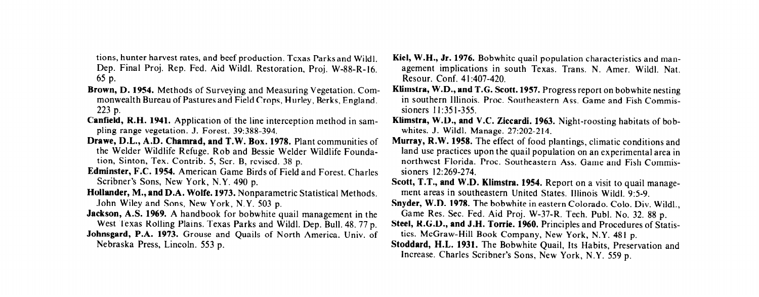tions, hunter harvest rates, and beef production. Texas Parks and Wildl. Dep. Final Proj. Rep. Fed. Aid Wildl. Restoration, Proj. W-88-R-16. 65 p.

**Brown, D. 1954.** Methods of Surveying and Measuring Vegetation. Commonwealth Bureau of Pastures and Field Crops, Hurley, Berks, England. 223 p.

**Canfield, R.H. 1941.** Application of the line interception method in sampling range vegetation. J. Forest. 39:388-394.

**Drawe, D.L., A.D. Chamrad, and T.W. Box. 1978.** Plant communities of the Welder Wildlife Refuge. Rob and Bessie Welder Wildlife Foundation, Sinton, Tex. Contrib. 5, Ser. B, revised. 38 p.

**Edminster, F.C. 1954.** American Game Birds of Field and Forest. Charles Scribner's Sons, New York, N.Y. 490 p.

**Hollander, M., and D.A. Wolfe. 1973.** Nonparametric Statistical Methods. John Wiley and Sons, New York, N.Y. 503 p.

**Jackson, A.S. 1969.** A handbook for bobwhite quail management in the West Texas Rolling Plains. Texas Parks and Wildl. Dep. Bull. 48. 77 p.

**Johnsgard, P.A. 1973.** Grouse and Quails of North America. Univ. of Nebraska Press, Lincoln. 553 p.

**Kiel, W.H., Jr. 1976.** Bobwhite quail population characteristics and management implications in south Texas. Trans. N. Amer. Wildl. Nat. Resour. Conf. 41:407-420.

**Klimstra, W.D., and T.G. Scott. 1957.** Progress report on bobwhite nesting in southern Illinois. Proc. Southeastern Ass. Game and Fish Commissioners 11:351-355.

**Klimstra, W.D., and V.C. Ziccardi. 1963.** Night-roosting habitats of bobwhites. J. Wildl. Manage. 27:202-214.

**Murray, R.W. 1958.** The effect of food plantings, climatic conditions and land use practices upon the quail population on an experimental area in northwest Florida. Proc. Southeastern Ass. Game and Fish Commissioners 12:269-274.

**Scott, T.T., and W.D. Klimstra. 1954.** Report on a visit to quail management areas in southeastern United States. Illinois Wildl. 9:5-9.

**Snyder, W.D. 1978.** The bobwhite in eastern Colorado. Colo. Div. Wildl., Game Res. Sec. Fed. Aid Proj. W-37-R. Tech. Publ. No. 32. 88 p.

**Steel, R.G.D., and J.H. Torrie. 1960.** Principles and Procedures of Statistics. McGraw-Hill Book Company, New York, N.Y. 481 p.

**Stoddard, H.L. 1931.** The Bobwhite Quail, Its Habits, Preservation and Increase. Charles Scribner's Sons, New York, N.Y. 559 p.